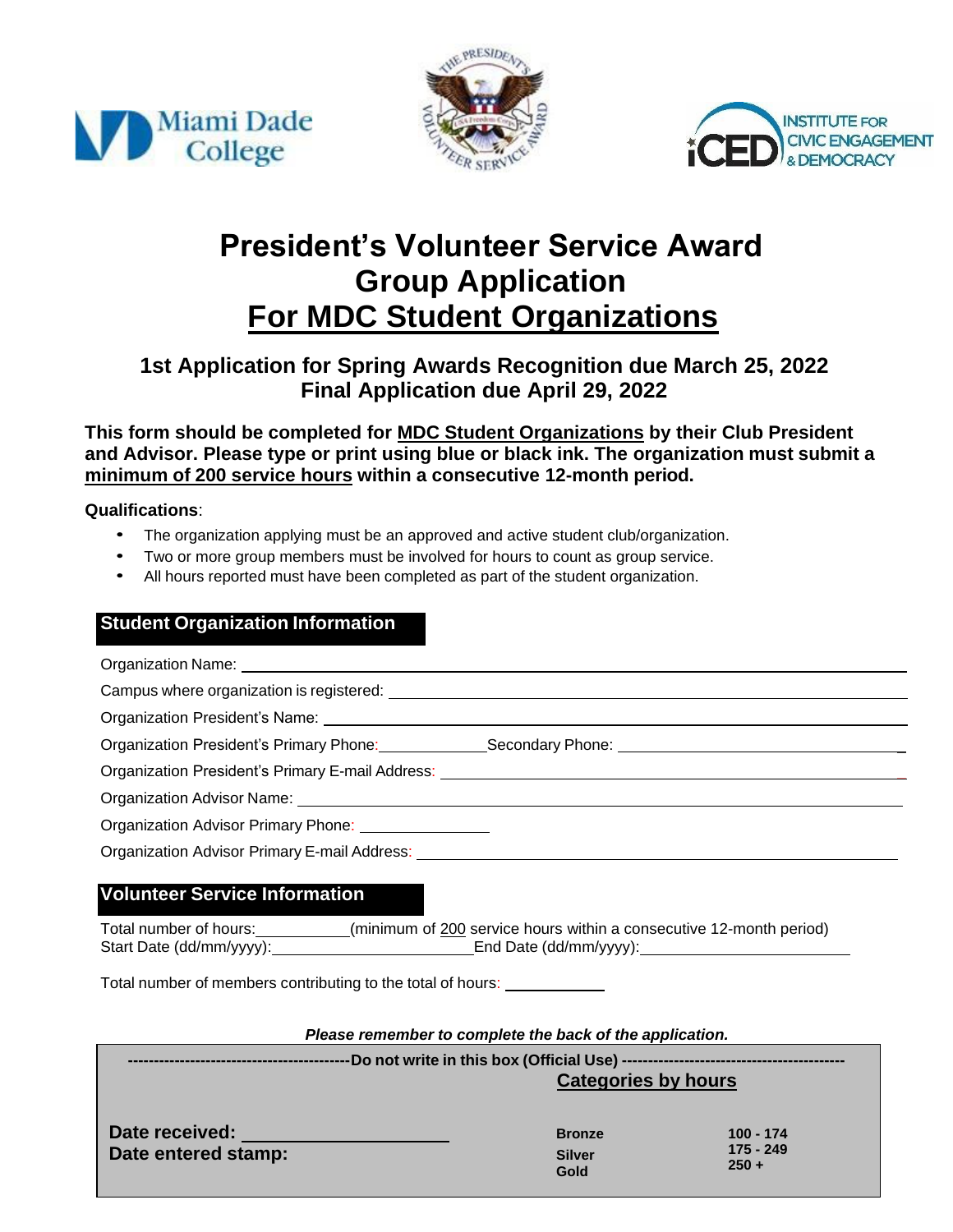# President's Volunteer Service Award
# Group Application
# For MDC Student Organizations

### 1st Application for Spring Awards Recognition due March 25, 2022
### Final Application due April 29, 2022

**This form should be completed for MDC Student Organizations by their Club President and Advisor. Please type or print using blue or black ink. The organization must submit a minimum of 200 service hours within a consecutive 12-month period.**

**Qualifications**:

- The organization applying must be an approved and active student club/organization.
- Two or more group members must be involved for hours to count as group service.
- All hours reported must have been completed as part of the student organization.

## Student Organization Information

Organization Name: ______________________________

Campus where organization is registered: ______________________________

Organization President's Name: ______________________________

Organization President's Primary Phone: ____________ Secondary Phone: ______________________________

Organization President's Primary E-mail Address: ______________________________

Organization Advisor Name: ______________________________

Organization Advisor Primary Phone: _______________

Organization Advisor Primary E-mail Address: ______________________________

## Volunteer Service Information

Total number of hours: ___________ (minimum of 200 service hours within a consecutive 12-month period)
Start Date (dd/mm/yyyy): ______________________ End Date (dd/mm/yyyy): ______________________

Total number of members contributing to the total of hours: ___________

***Please remember to complete the back of the application.***

**------------------------------------------Do not write in this box (Official Use)------------------------------------------**

**Date received:** ____________________
**Date entered stamp:**

**Categories by hours**

| | |
|---|---|
| **Bronze** | **100 - 174** |
| **Silver** | **175 - 249** |
| **Gold** | **250 +** |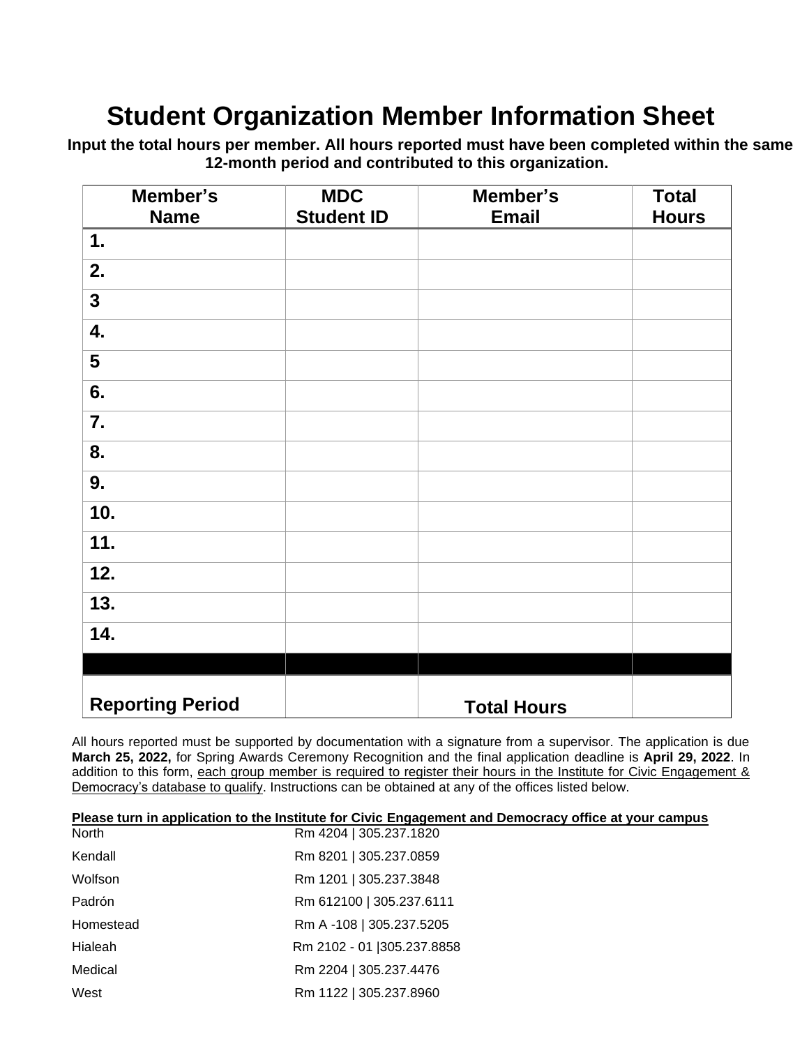# Student Organization Member Information Sheet

**Input the total hours per member. All hours reported must have been completed within the same 12-month period and contributed to this organization.**

| Member's Name | MDC Student ID | Member's Email | Total Hours |
|---|---|---|---|
| 1. | | | |
| 2. | | | |
| 3 | | | |
| 4. | | | |
| 5 | | | |
| 6. | | | |
| 7. | | | |
| 8. | | | |
| 9. | | | |
| 10. | | | |
| 11. | | | |
| 12. | | | |
| 13. | | | |
| 14. | | | |
| | | | |
| **Reporting Period** | | **Total Hours** | |

All hours reported must be supported by documentation with a signature from a supervisor. The application is due **March 25, 2022,** for Spring Awards Ceremony Recognition and the final application deadline is **April 29, 2022**. In addition to this form, each group member is required to register their hours in the Institute for Civic Engagement & Democracy's database to qualify. Instructions can be obtained at any of the offices listed below.

**Please turn in application to the Institute for Civic Engagement and Democracy office at your campus**

| | |
|---|---|
| North | Rm 4204 \| 305.237.1820 |
| Kendall | Rm 8201 \| 305.237.0859 |
| Wolfson | Rm 1201 \| 305.237.3848 |
| Padrón | Rm 612100 \| 305.237.6111 |
| Homestead | Rm A -108 \| 305.237.5205 |
| Hialeah | Rm 2102 - 01 \|305.237.8858 |
| Medical | Rm 2204 \| 305.237.4476 |
| West | Rm 1122 \| 305.237.8960 |